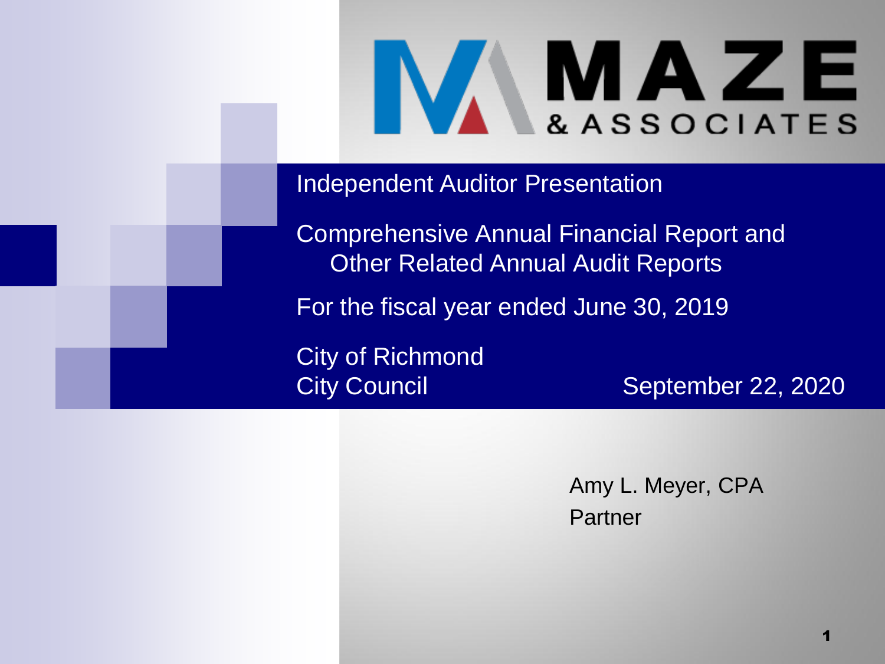MAZE & ASSOCIATES

# Independent Auditor Presentation

## Comprehensive Annual Financial Report and Other Related Annual Audit Reports

For the fiscal year ended June 30, 2019

City of Richmond
City Council

September 22, 2020

Amy L. Meyer, CPA
Partner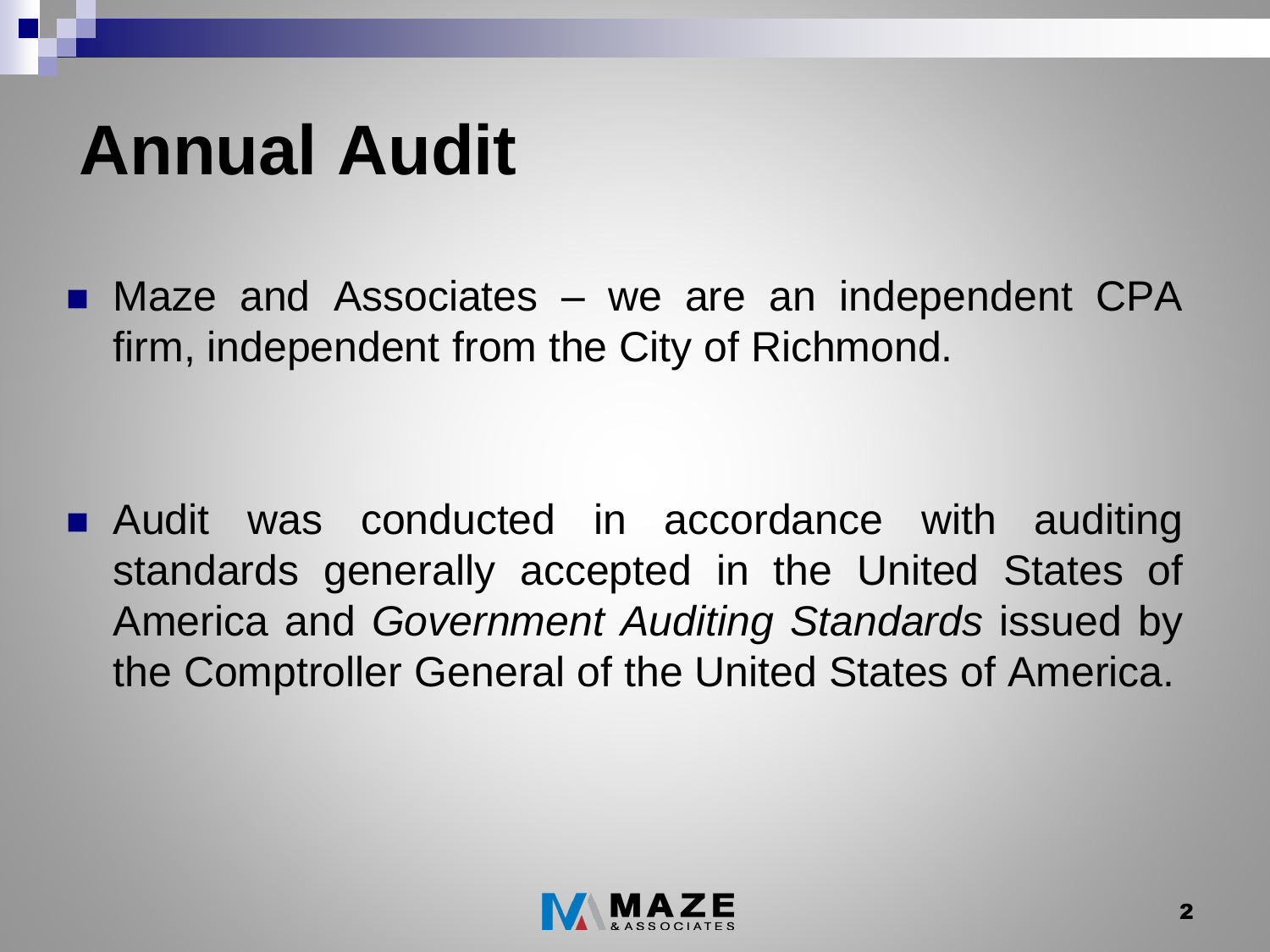# Annual Audit

- Maze and Associates – we are an independent CPA firm, independent from the City of Richmond.

- Audit was conducted in accordance with auditing standards generally accepted in the United States of America and *Government Auditing Standards* issued by the Comptroller General of the United States of America.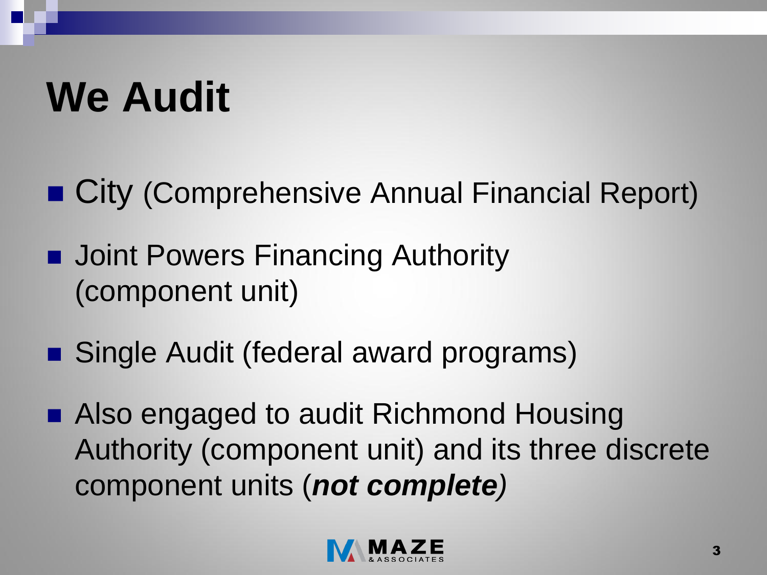# We Audit

- City (Comprehensive Annual Financial Report)
- Joint Powers Financing Authority (component unit)
- Single Audit (federal award programs)
- Also engaged to audit Richmond Housing Authority (component unit) and its three discrete component units (***not complete***)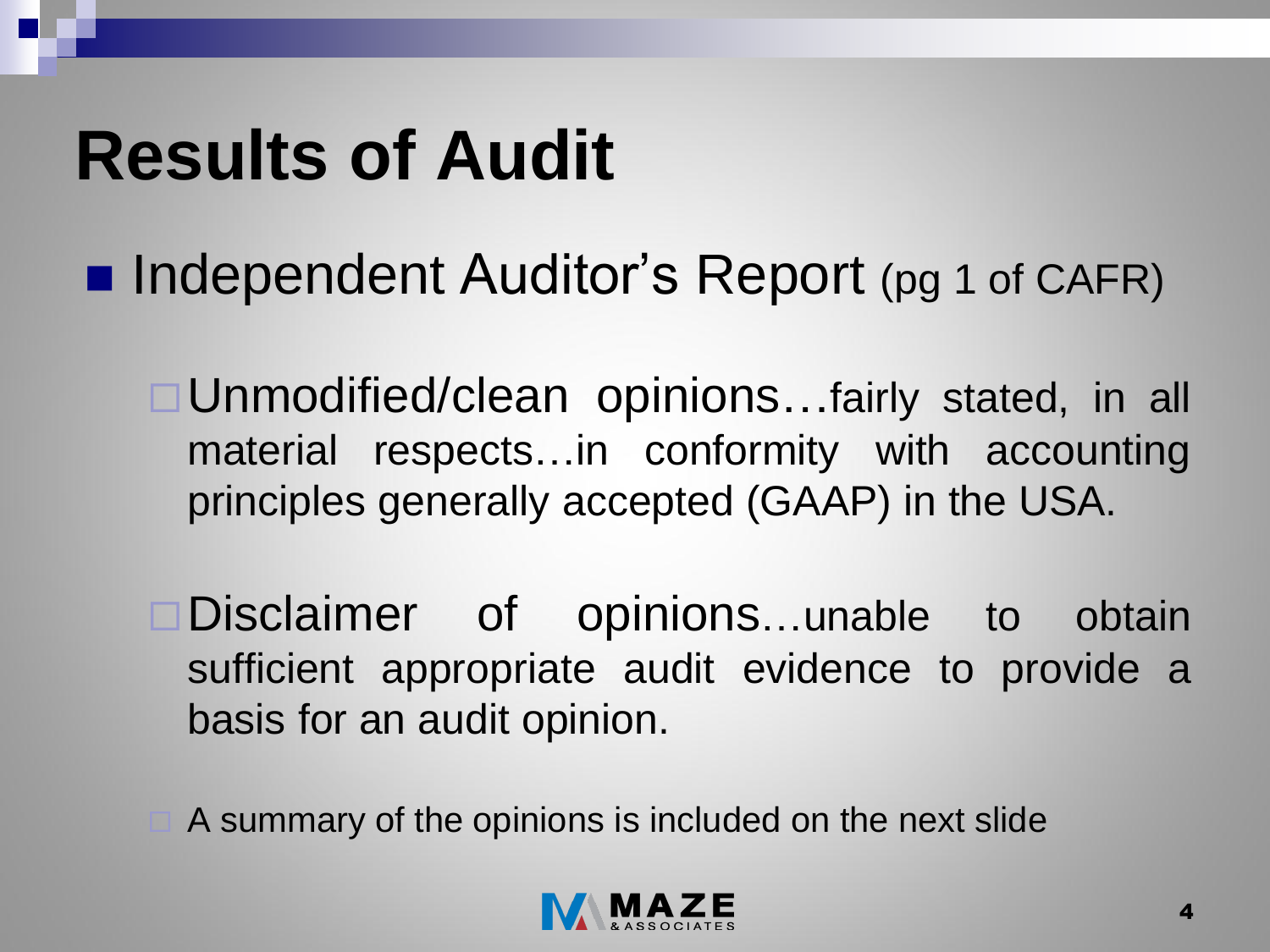# Results of Audit

- Independent Auditor's Report (pg 1 of CAFR)
  - Unmodified/clean opinions…fairly stated, in all material respects…in conformity with accounting principles generally accepted (GAAP) in the USA.
  - Disclaimer of opinions…unable to obtain sufficient appropriate audit evidence to provide a basis for an audit opinion.
  - A summary of the opinions is included on the next slide

MAZE & ASSOCIATES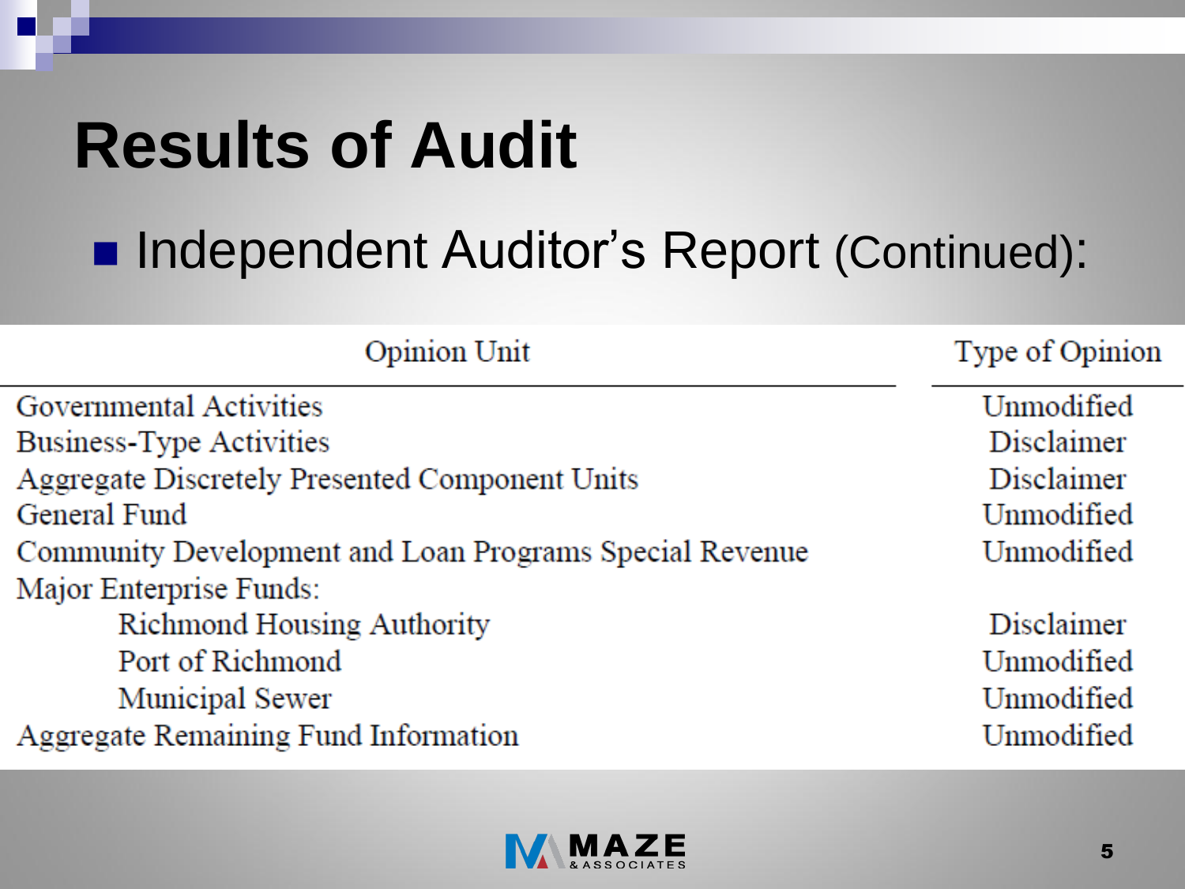# Results of Audit

- Independent Auditor's Report (Continued):

| Opinion Unit | Type of Opinion |
|---|---|
| Governmental Activities | Unmodified |
| Business-Type Activities | Disclaimer |
| Aggregate Discretely Presented Component Units | Disclaimer |
| General Fund | Unmodified |
| Community Development and Loan Programs Special Revenue | Unmodified |
| Major Enterprise Funds: | |
| Richmond Housing Authority | Disclaimer |
| Port of Richmond | Unmodified |
| Municipal Sewer | Unmodified |
| Aggregate Remaining Fund Information | Unmodified |

MAZE & ASSOCIATES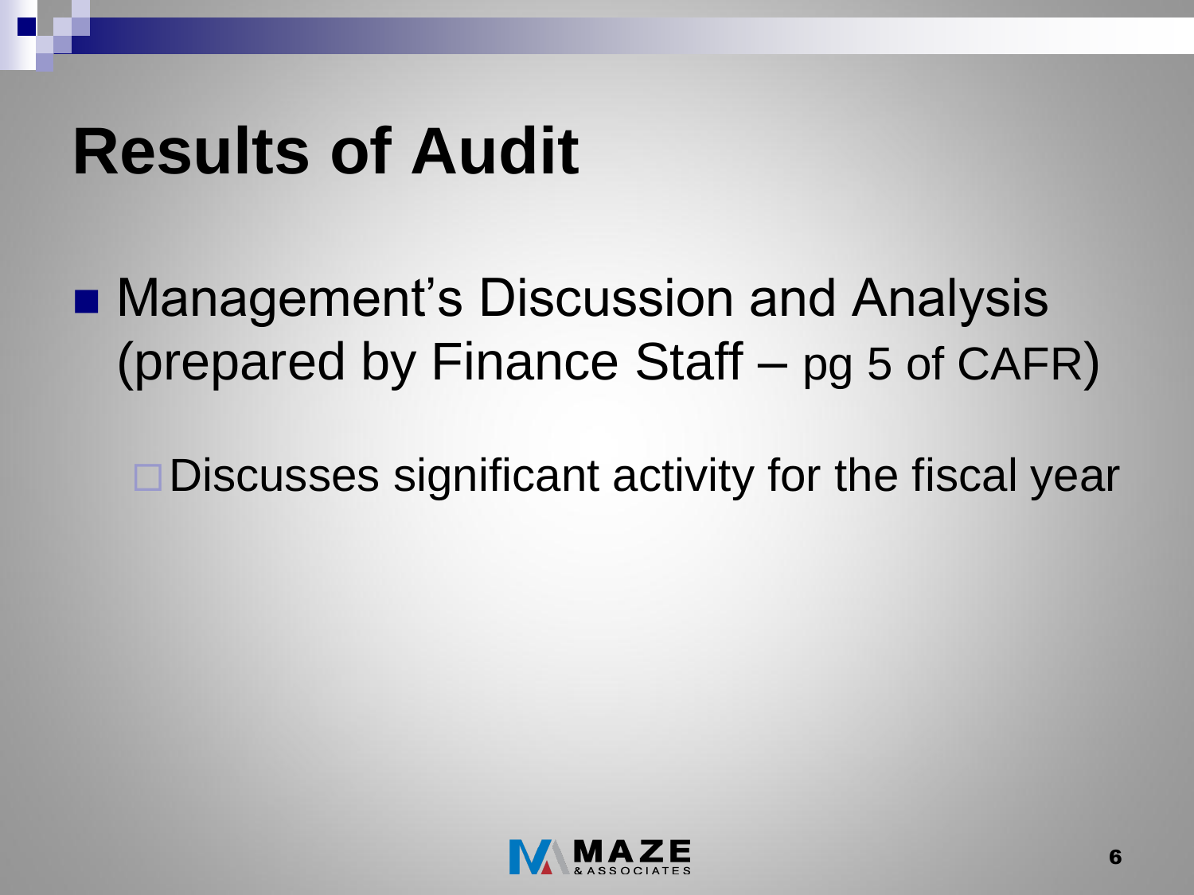# Results of Audit

- Management's Discussion and Analysis (prepared by Finance Staff – pg 5 of CAFR)
  - Discusses significant activity for the fiscal year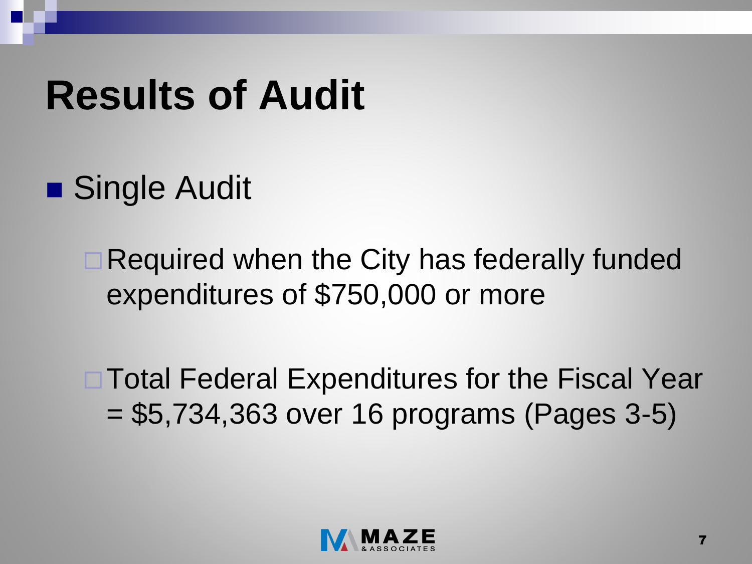# Results of Audit

- Single Audit
  - Required when the City has federally funded expenditures of $750,000 or more
  - Total Federal Expenditures for the Fiscal Year = $5,734,363 over 16 programs (Pages 3-5)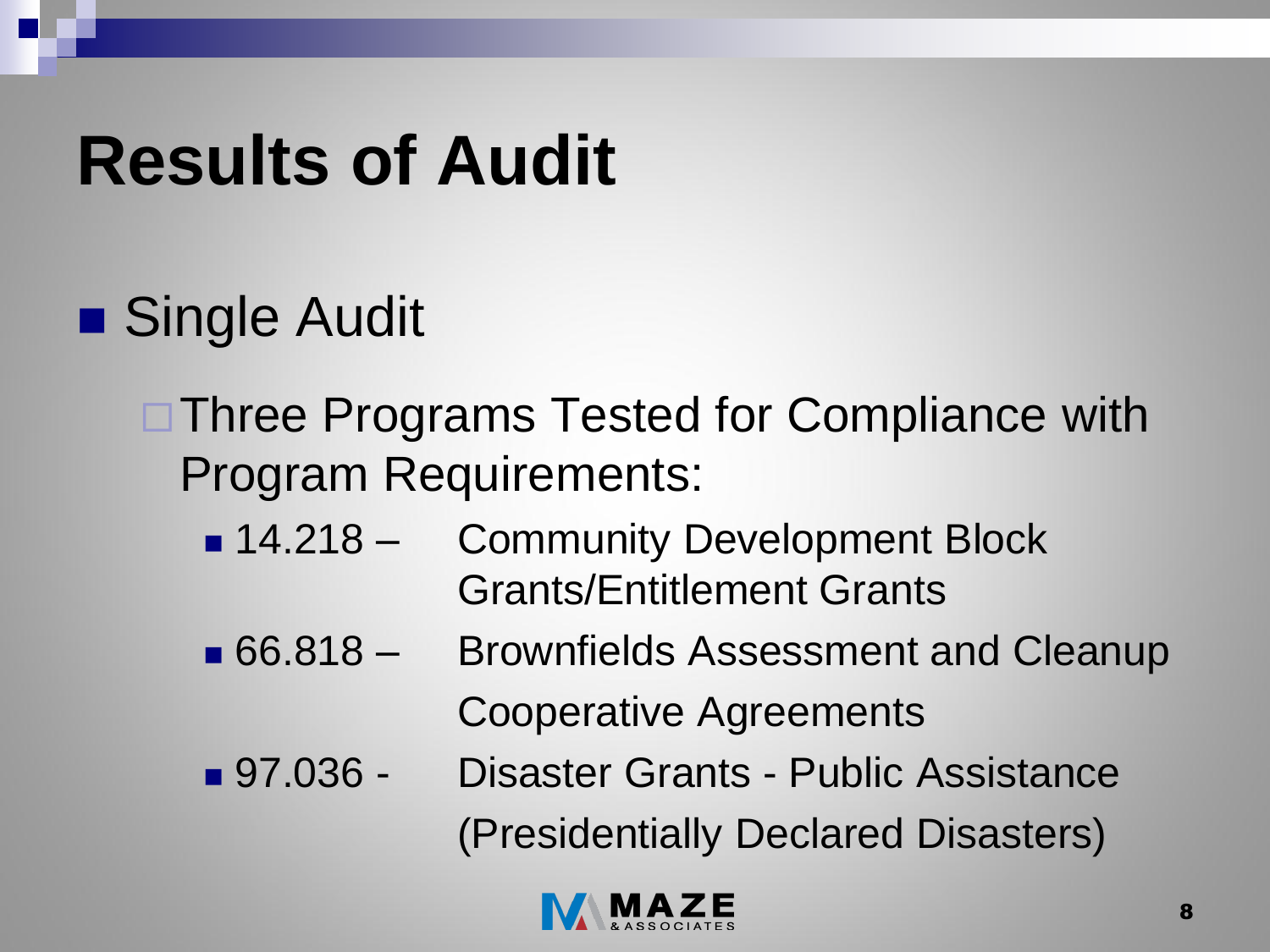# Results of Audit

- Single Audit
  - Three Programs Tested for Compliance with Program Requirements:
    - 14.218 – Community Development Block Grants/Entitlement Grants
    - 66.818 – Brownfields Assessment and Cleanup Cooperative Agreements
    - 97.036 - Disaster Grants - Public Assistance (Presidentially Declared Disasters)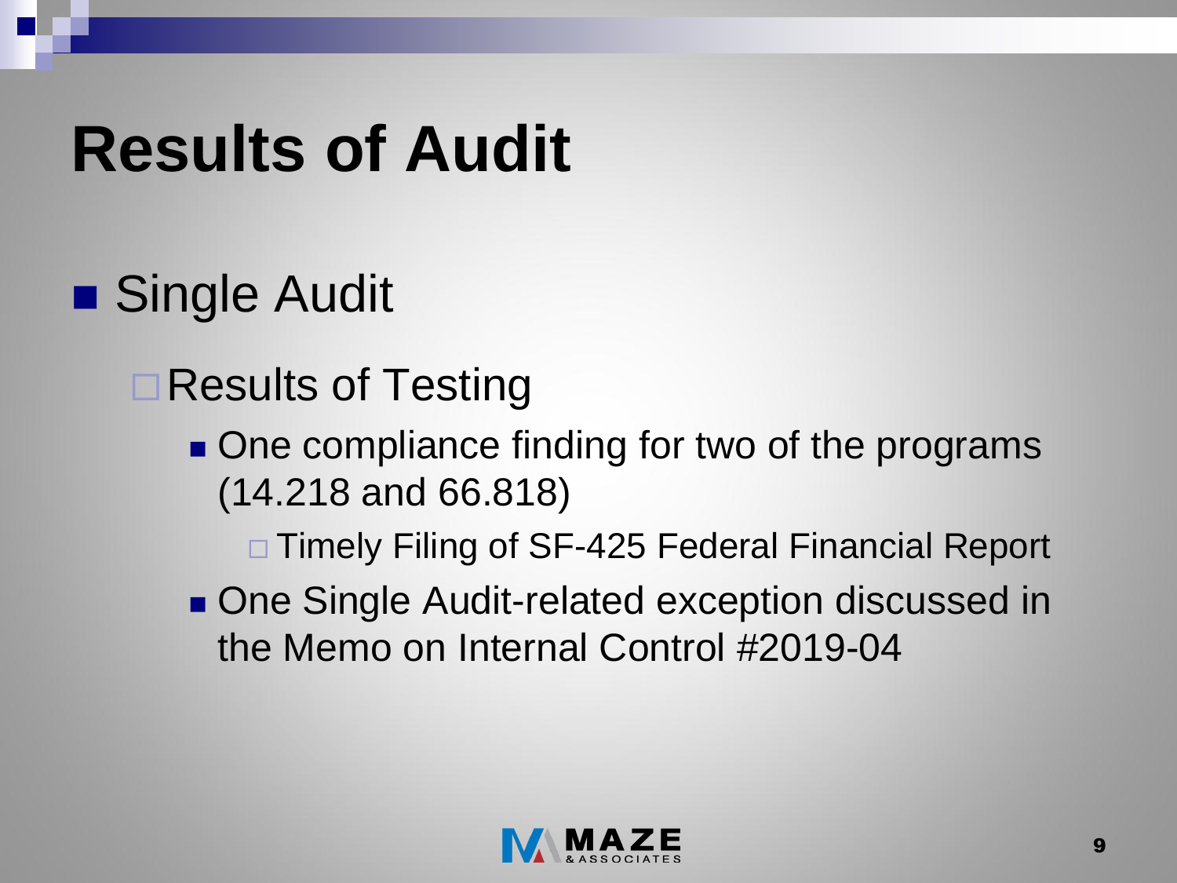# Results of Audit

- Single Audit
  - Results of Testing
    - One compliance finding for two of the programs (14.218 and 66.818)
      - Timely Filing of SF-425 Federal Financial Report
    - One Single Audit-related exception discussed in the Memo on Internal Control #2019-04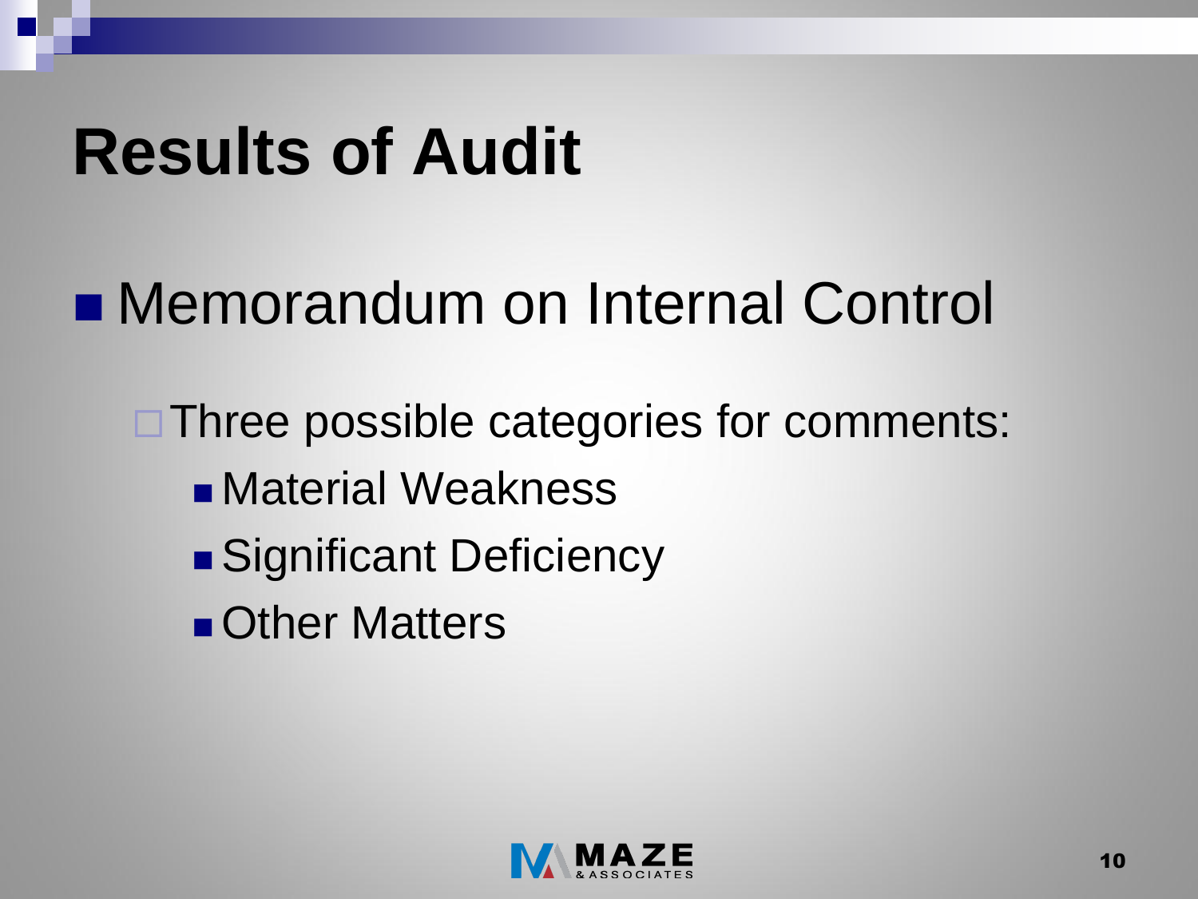# Results of Audit

- Memorandum on Internal Control
  - Three possible categories for comments:
    - Material Weakness
    - Significant Deficiency
    - Other Matters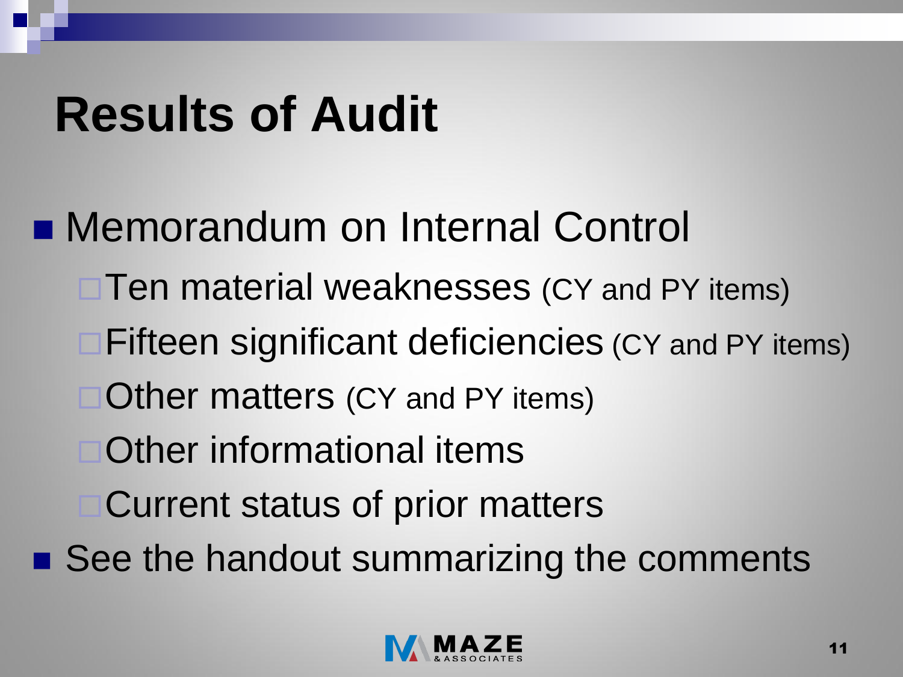# Results of Audit

- Memorandum on Internal Control
  - Ten material weaknesses (CY and PY items)
  - Fifteen significant deficiencies (CY and PY items)
  - Other matters (CY and PY items)
  - Other informational items
  - Current status of prior matters
- See the handout summarizing the comments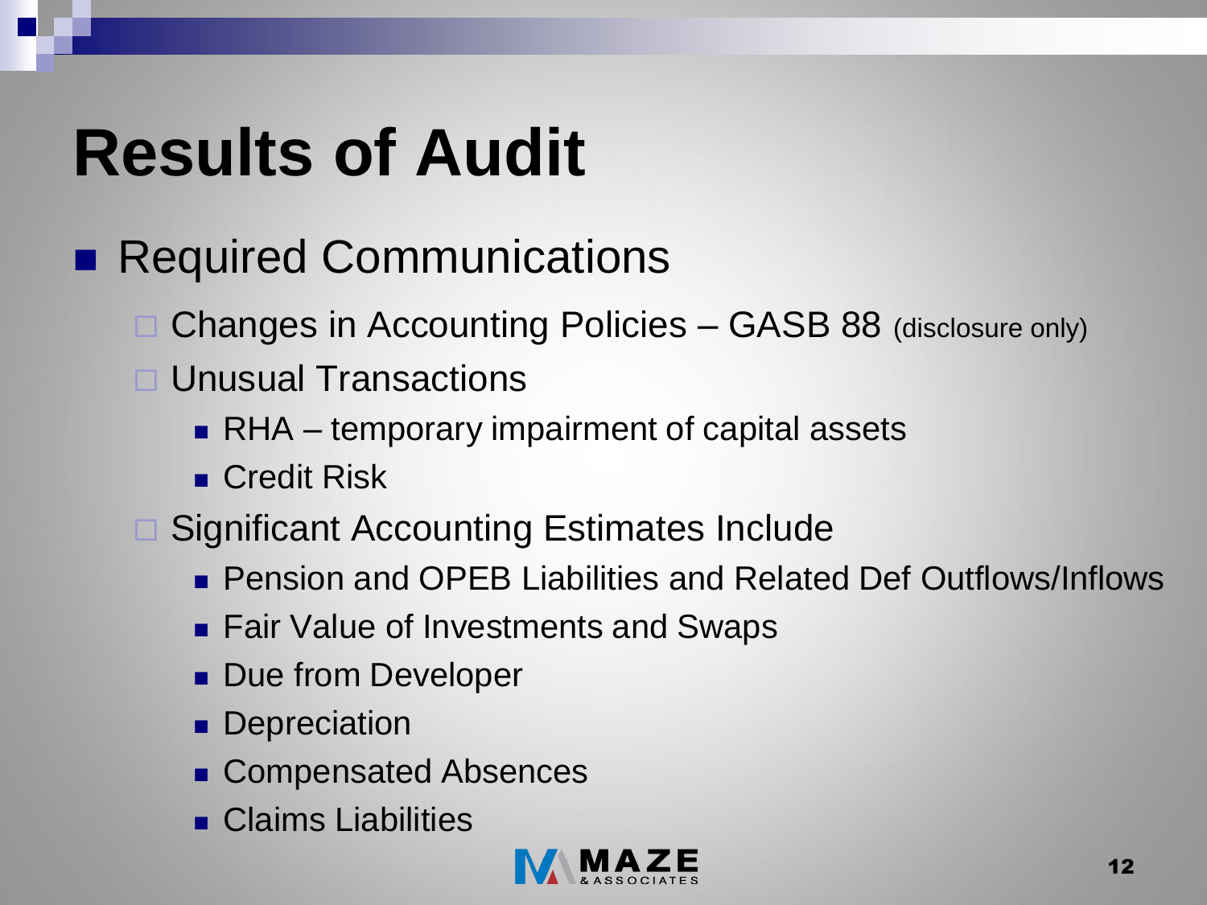# Results of Audit

- Required Communications
  - Changes in Accounting Policies – GASB 88 (disclosure only)
  - Unusual Transactions
    - RHA – temporary impairment of capital assets
    - Credit Risk
  - Significant Accounting Estimates Include
    - Pension and OPEB Liabilities and Related Def Outflows/Inflows
    - Fair Value of Investments and Swaps
    - Due from Developer
    - Depreciation
    - Compensated Absences
    - Claims Liabilities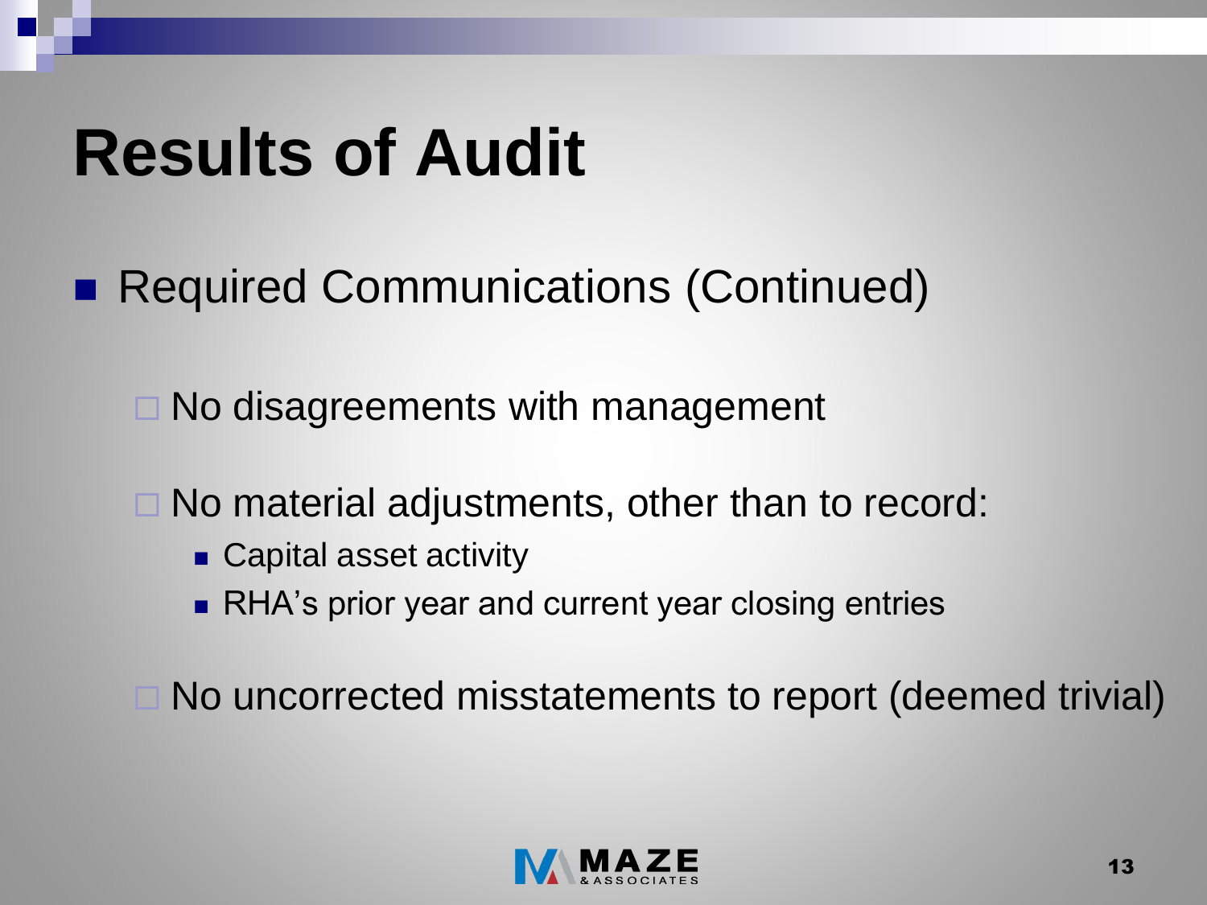# Results of Audit

- Required Communications (Continued)
  - No disagreements with management
  - No material adjustments, other than to record:
    - Capital asset activity
    - RHA's prior year and current year closing entries
  - No uncorrected misstatements to report (deemed trivial)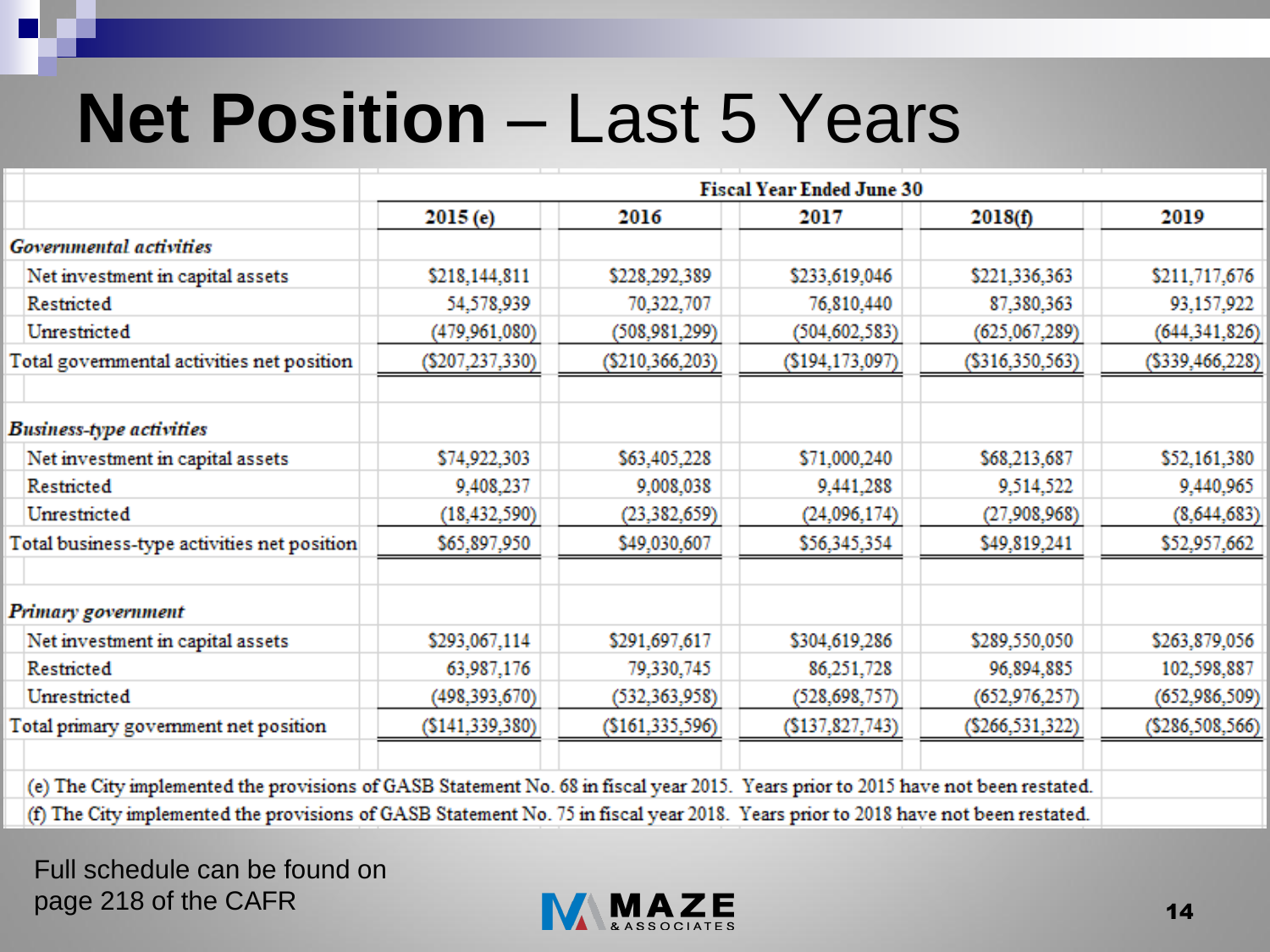# **Net Position** – Last 5 Years

| | Fiscal Year Ended June 30 | | | | |
|---|---|---|---|---|---|
| | 2015 (e) | 2016 | 2017 | 2018(f) | 2019 |
| *Governmental activities* | | | | | |
| Net investment in capital assets | $218,144,811 | $228,292,389 | $233,619,046 | $221,336,363 | $211,717,676 |
| Restricted | 54,578,939 | 70,322,707 | 76,810,440 | 87,380,363 | 93,157,922 |
| Unrestricted | (479,961,080) | (508,981,299) | (504,602,583) | (625,067,289) | (644,341,826) |
| Total governmental activities net position | ($207,237,330) | ($210,366,203) | ($194,173,097) | ($316,350,563) | ($339,466,228) |
| *Business-type activities* | | | | | |
| Net investment in capital assets | $74,922,303 | $63,405,228 | $71,000,240 | $68,213,687 | $52,161,380 |
| Restricted | 9,408,237 | 9,008,038 | 9,441,288 | 9,514,522 | 9,440,965 |
| Unrestricted | (18,432,590) | (23,382,659) | (24,096,174) | (27,908,968) | (8,644,683) |
| Total business-type activities net position | $65,897,950 | $49,030,607 | $56,345,354 | $49,819,241 | $52,957,662 |
| *Primary government* | | | | | |
| Net investment in capital assets | $293,067,114 | $291,697,617 | $304,619,286 | $289,550,050 | $263,879,056 |
| Restricted | 63,987,176 | 79,330,745 | 86,251,728 | 96,894,885 | 102,598,887 |
| Unrestricted | (498,393,670) | (532,363,958) | (528,698,757) | (652,976,257) | (652,986,509) |
| Total primary government net position | ($141,339,380) | ($161,335,596) | ($137,827,743) | ($266,531,322) | ($286,508,566) |

(e) The City implemented the provisions of GASB Statement No. 68 in fiscal year 2015. Years prior to 2015 have not been restated.

(f) The City implemented the provisions of GASB Statement No. 75 in fiscal year 2018. Years prior to 2018 have not been restated.

Full schedule can be found on page 218 of the CAFR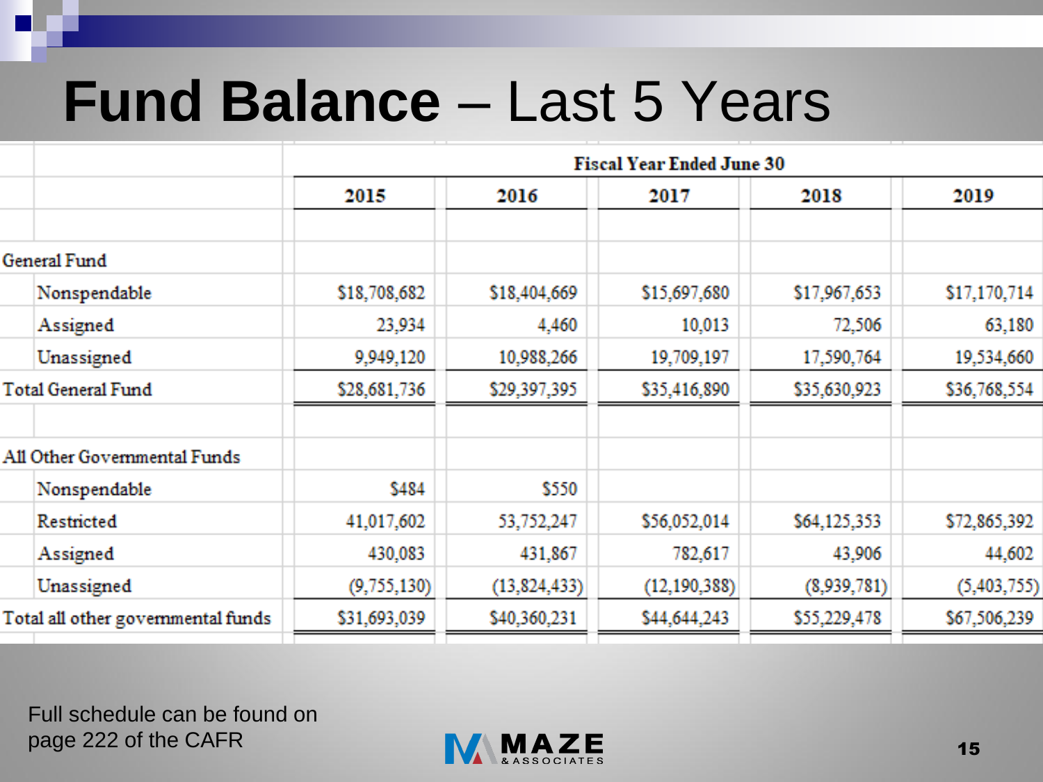# **Fund Balance** – Last 5 Years

| | Fiscal Year Ended June 30 | | | | |
|---|---|---|---|---|---|
| | 2015 | 2016 | 2017 | 2018 | 2019 |
| General Fund | | | | | |
| Nonspendable | $18,708,682 | $18,404,669 | $15,697,680 | $17,967,653 | $17,170,714 |
| Assigned | 23,934 | 4,460 | 10,013 | 72,506 | 63,180 |
| Unassigned | 9,949,120 | 10,988,266 | 19,709,197 | 17,590,764 | 19,534,660 |
| Total General Fund | $28,681,736 | $29,397,395 | $35,416,890 | $35,630,923 | $36,768,554 |
| | | | | | |
| All Other Governmental Funds | | | | | |
| Nonspendable | $484 | $550 | | | |
| Restricted | 41,017,602 | 53,752,247 | $56,052,014 | $64,125,353 | $72,865,392 |
| Assigned | 430,083 | 431,867 | 782,617 | 43,906 | 44,602 |
| Unassigned | (9,755,130) | (13,824,433) | (12,190,388) | (8,939,781) | (5,403,755) |
| Total all other governmental funds | $31,693,039 | $40,360,231 | $44,644,243 | $55,229,478 | $67,506,239 |

Full schedule can be found on page 222 of the CAFR

MAZE & ASSOCIATES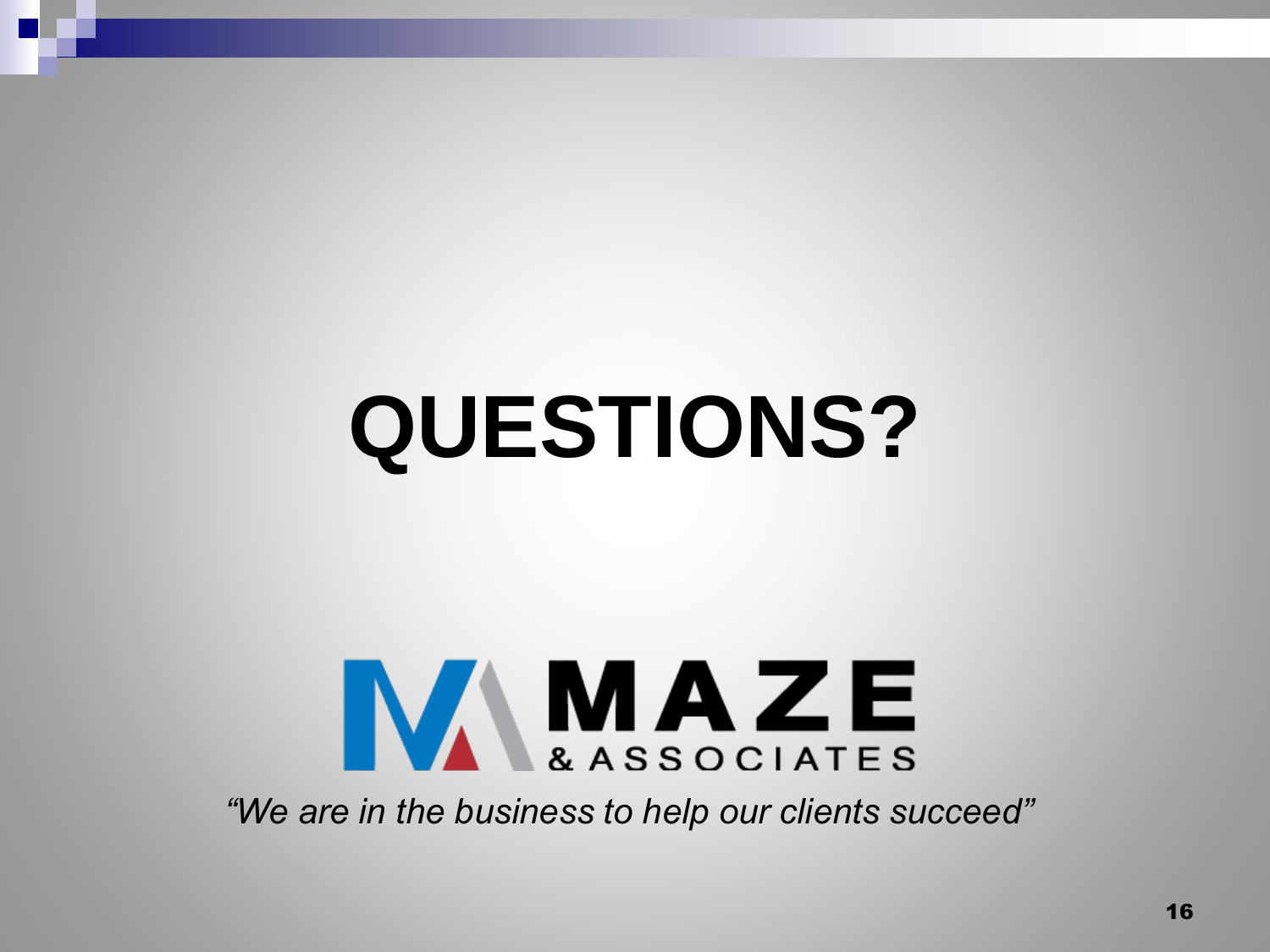# QUESTIONS?

MAZE
& ASSOCIATES

*"We are in the business to help our clients succeed"*